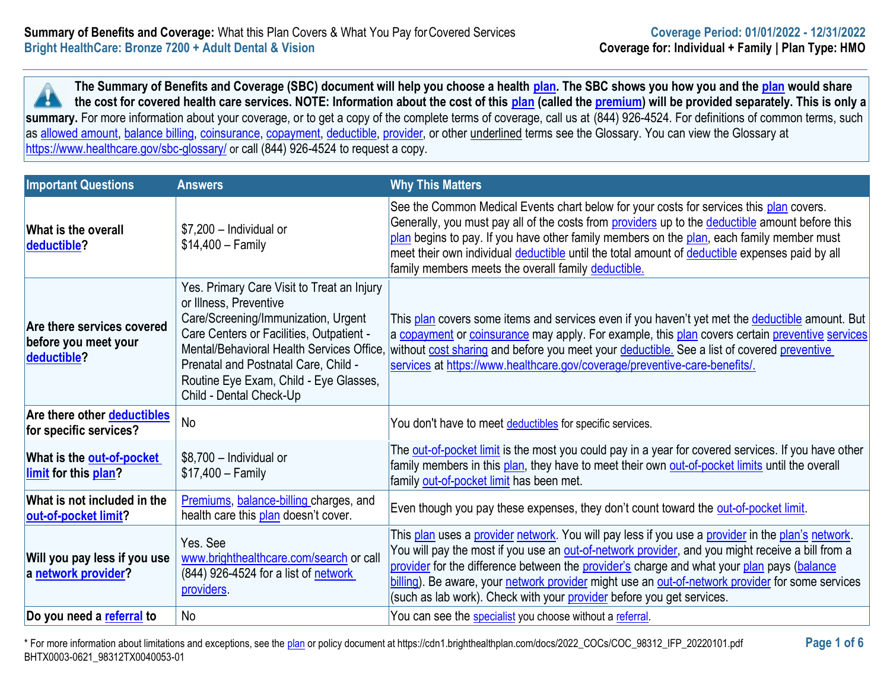**Summary of Benefits and Coverage:** What this Plan Covers & What You Pay for Covered Services
**Bright HealthCare: Bronze 7200 + Adult Dental & Vision**

**Coverage Period: 01/01/2022 - 12/31/2022**
**Coverage for: Individual + Family | Plan Type: HMO**

**The Summary of Benefits and Coverage (SBC) document will help you choose a health plan. The SBC shows you how you and the plan would share the cost for covered health care services. NOTE: Information about the cost of this plan (called the premium) will be provided separately. This is only a summary.** For more information about your coverage, or to get a copy of the complete terms of coverage, call us at (844) 926-4524. For definitions of common terms, such as allowed amount, balance billing, coinsurance, copayment, deductible, provider, or other underlined terms see the Glossary. You can view the Glossary at https://www.healthcare.gov/sbc-glossary/ or call (844) 926-4524 to request a copy.

| Important Questions | Answers | Why This Matters |
|---|---|---|
| **What is the overall deductible?** | $7,200 – Individual or $14,400 – Family | See the Common Medical Events chart below for your costs for services this plan covers. Generally, you must pay all of the costs from providers up to the deductible amount before this plan begins to pay. If you have other family members on the plan, each family member must meet their own individual deductible until the total amount of deductible expenses paid by all family members meets the overall family deductible. |
| **Are there services covered before you meet your deductible?** | Yes. Primary Care Visit to Treat an Injury or Illness, Preventive Care/Screening/Immunization, Urgent Care Centers or Facilities, Outpatient - Mental/Behavioral Health Services Office, Prenatal and Postnatal Care, Child - Routine Eye Exam, Child - Eye Glasses, Child - Dental Check-Up | This plan covers some items and services even if you haven't yet met the deductible amount. But a copayment or coinsurance may apply. For example, this plan covers certain preventive services without cost sharing and before you meet your deductible. See a list of covered preventive services at https://www.healthcare.gov/coverage/preventive-care-benefits/. |
| **Are there other deductibles for specific services?** | No | You don't have to meet deductibles for specific services. |
| **What is the out-of-pocket limit for this plan?** | $8,700 – Individual or $17,400 – Family | The out-of-pocket limit is the most you could pay in a year for covered services. If you have other family members in this plan, they have to meet their own out-of-pocket limits until the overall family out-of-pocket limit has been met. |
| **What is not included in the out-of-pocket limit?** | Premiums, balance-billing charges, and health care this plan doesn't cover. | Even though you pay these expenses, they don't count toward the out-of-pocket limit. |
| **Will you pay less if you use a network provider?** | Yes. See www.brighthealthcare.com/search or call (844) 926-4524 for a list of network providers. | This plan uses a provider network. You will pay less if you use a provider in the plan's network. You will pay the most if you use an out-of-network provider, and you might receive a bill from a provider for the difference between the provider's charge and what your plan pays (balance billing). Be aware, your network provider might use an out-of-network provider for some services (such as lab work). Check with your provider before you get services. |
| **Do you need a referral to** | No | You can see the specialist you choose without a referral. |

\* For more information about limitations and exceptions, see the plan or policy document at https://cdn1.brighthealthplan.com/docs/2022_COCs/COC_98312_IFP_20220101.pdf
BHTX0003-0621_98312TX0040053-01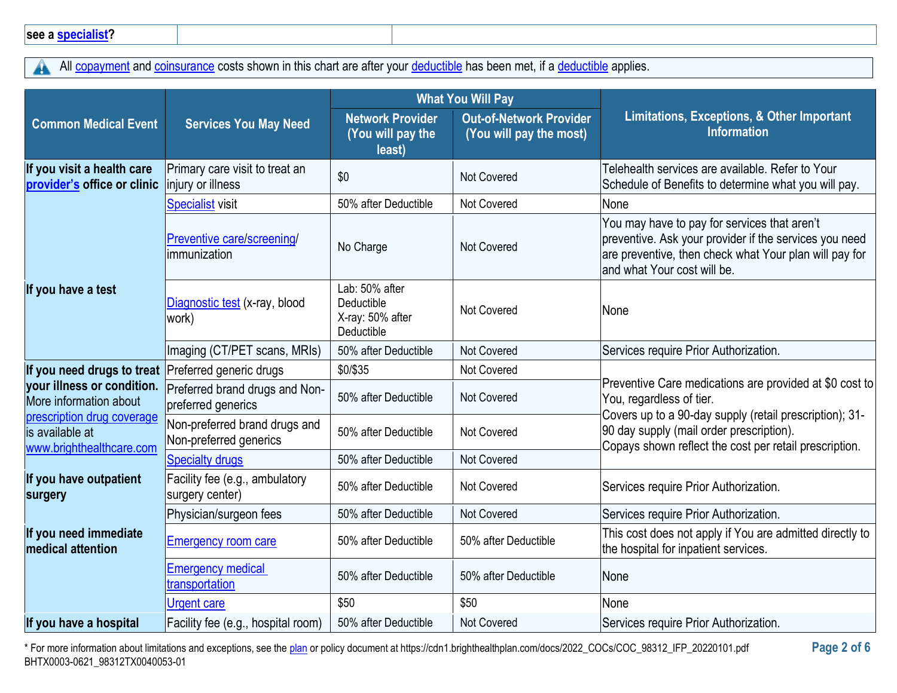| see a specialist? | | |
|---|---|---|

All copayment and coinsurance costs shown in this chart are after your deductible has been met, if a deductible applies.

| Common Medical Event | Services You May Need | What You Will Pay: Network Provider (You will pay the least) | What You Will Pay: Out-of-Network Provider (You will pay the most) | Limitations, Exceptions, & Other Important Information |
|---|---|---|---|---|
| If you visit a health care provider's office or clinic | Primary care visit to treat an injury or illness | $0 | Not Covered | Telehealth services are available. Refer to Your Schedule of Benefits to determine what you will pay. |
| | Specialist visit | 50% after Deductible | Not Covered | None |
| | Preventive care/screening/ immunization | No Charge | Not Covered | You may have to pay for services that aren't preventive. Ask your provider if the services you need are preventive, then check what Your plan will pay for and what Your cost will be. |
| If you have a test | Diagnostic test (x-ray, blood work) | Lab: 50% after Deductible<br>X-ray: 50% after Deductible | Not Covered | None |
| | Imaging (CT/PET scans, MRIs) | 50% after Deductible | Not Covered | Services require Prior Authorization. |
| If you need drugs to treat your illness or condition. More information about prescription drug coverage is available at www.brighthealthcare.com | Preferred generic drugs | $0/$35 | Not Covered | Preventive Care medications are provided at $0 cost to You, regardless of tier.<br>Covers up to a 90-day supply (retail prescription); 31-90 day supply (mail order prescription).<br>Copays shown reflect the cost per retail prescription. |
| | Preferred brand drugs and Non-preferred generics | 50% after Deductible | Not Covered | |
| | Non-preferred brand drugs and Non-preferred generics | 50% after Deductible | Not Covered | |
| | Specialty drugs | 50% after Deductible | Not Covered | |
| If you have outpatient surgery | Facility fee (e.g., ambulatory surgery center) | 50% after Deductible | Not Covered | Services require Prior Authorization. |
| | Physician/surgeon fees | 50% after Deductible | Not Covered | Services require Prior Authorization. |
| If you need immediate medical attention | Emergency room care | 50% after Deductible | 50% after Deductible | This cost does not apply if You are admitted directly to the hospital for inpatient services. |
| | Emergency medical transportation | 50% after Deductible | 50% after Deductible | None |
| | Urgent care | $50 | $50 | None |
| If you have a hospital | Facility fee (e.g., hospital room) | 50% after Deductible | Not Covered | Services require Prior Authorization. |

\* For more information about limitations and exceptions, see the plan or policy document at https://cdn1.brighthealthplan.com/docs/2022_COCs/COC_98312_IFP_20220101.pdf

BHTX0003-0621_98312TX0040053-01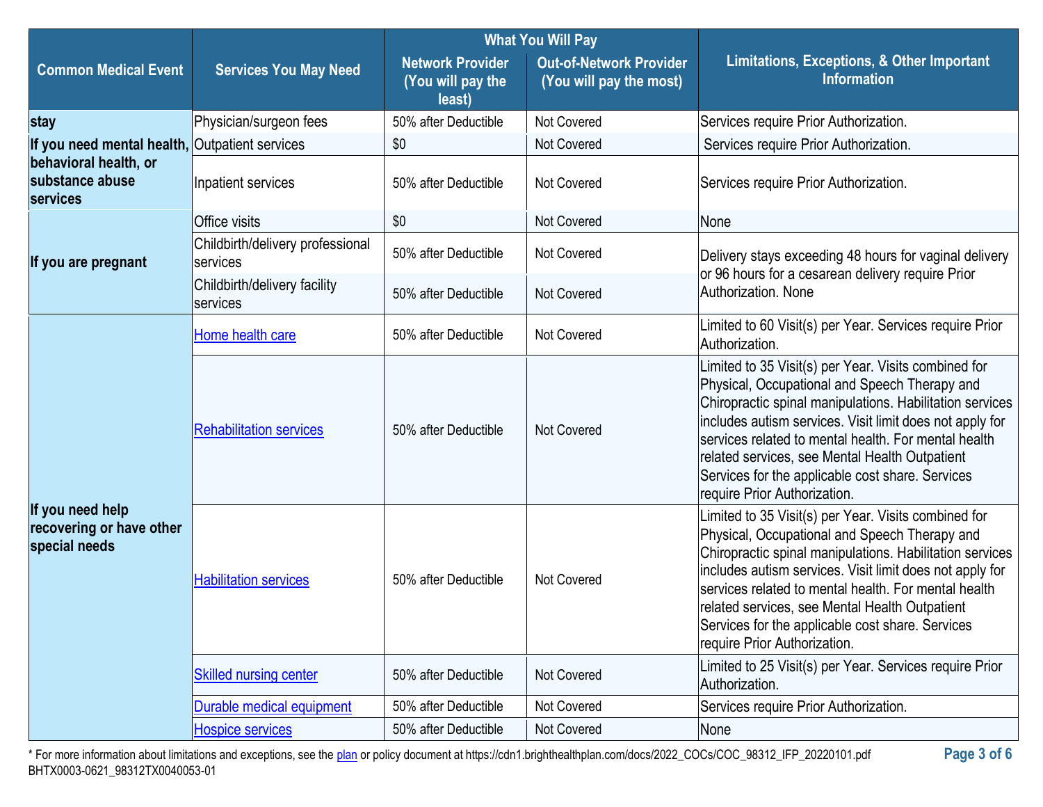| Common Medical Event | Services You May Need | What You Will Pay | | Limitations, Exceptions, & Other Important Information |
|---|---|---|---|---|
| | | Network Provider (You will pay the least) | Out-of-Network Provider (You will pay the most) | |
| stay | Physician/surgeon fees | 50% after Deductible | Not Covered | Services require Prior Authorization. |
| If you need mental health, behavioral health, or substance abuse services | Outpatient services | $0 | Not Covered | Services require Prior Authorization. |
| | Inpatient services | 50% after Deductible | Not Covered | Services require Prior Authorization. |
| If you are pregnant | Office visits | $0 | Not Covered | None |
| | Childbirth/delivery professional services | 50% after Deductible | Not Covered | Delivery stays exceeding 48 hours for vaginal delivery or 96 hours for a cesarean delivery require Prior Authorization. None |
| | Childbirth/delivery facility services | 50% after Deductible | Not Covered | |
| If you need help recovering or have other special needs | Home health care | 50% after Deductible | Not Covered | Limited to 60 Visit(s) per Year. Services require Prior Authorization. |
| | Rehabilitation services | 50% after Deductible | Not Covered | Limited to 35 Visit(s) per Year. Visits combined for Physical, Occupational and Speech Therapy and Chiropractic spinal manipulations. Habilitation services includes autism services. Visit limit does not apply for services related to mental health. For mental health related services, see Mental Health Outpatient Services for the applicable cost share. Services require Prior Authorization. |
| | Habilitation services | 50% after Deductible | Not Covered | Limited to 35 Visit(s) per Year. Visits combined for Physical, Occupational and Speech Therapy and Chiropractic spinal manipulations. Habilitation services includes autism services. Visit limit does not apply for services related to mental health. For mental health related services, see Mental Health Outpatient Services for the applicable cost share. Services require Prior Authorization. |
| | Skilled nursing center | 50% after Deductible | Not Covered | Limited to 25 Visit(s) per Year. Services require Prior Authorization. |
| | Durable medical equipment | 50% after Deductible | Not Covered | Services require Prior Authorization. |
| | Hospice services | 50% after Deductible | Not Covered | None |

* For more information about limitations and exceptions, see the plan or policy document at https://cdn1.brighthealthplan.com/docs/2022_COCs/COC_98312_IFP_20220101.pdf

BHTX0003-0621_98312TX0040053-01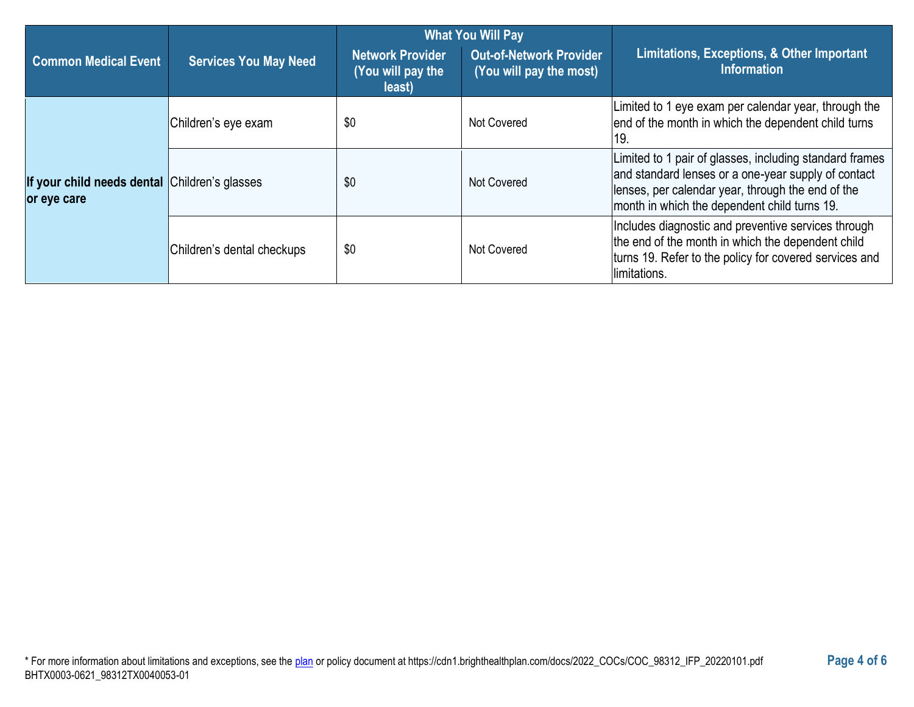| Common Medical Event | Services You May Need | What You Will Pay | | Limitations, Exceptions, & Other Important Information |
|---|---|---|---|---|
| | | Network Provider (You will pay the least) | Out-of-Network Provider (You will pay the most) | |
| **If your child needs dental or eye care** | Children's eye exam | $0 | Not Covered | Limited to 1 eye exam per calendar year, through the end of the month in which the dependent child turns 19. |
| | Children's glasses | $0 | Not Covered | Limited to 1 pair of glasses, including standard frames and standard lenses or a one-year supply of contact lenses, per calendar year, through the end of the month in which the dependent child turns 19. |
| | Children's dental checkups | $0 | Not Covered | Includes diagnostic and preventive services through the end of the month in which the dependent child turns 19. Refer to the policy for covered services and limitations. |

* For more information about limitations and exceptions, see the plan or policy document at https://cdn1.brighthealthplan.com/docs/2022_COCs/COC_98312_IFP_20220101.pdf
BHTX0003-0621_98312TX0040053-01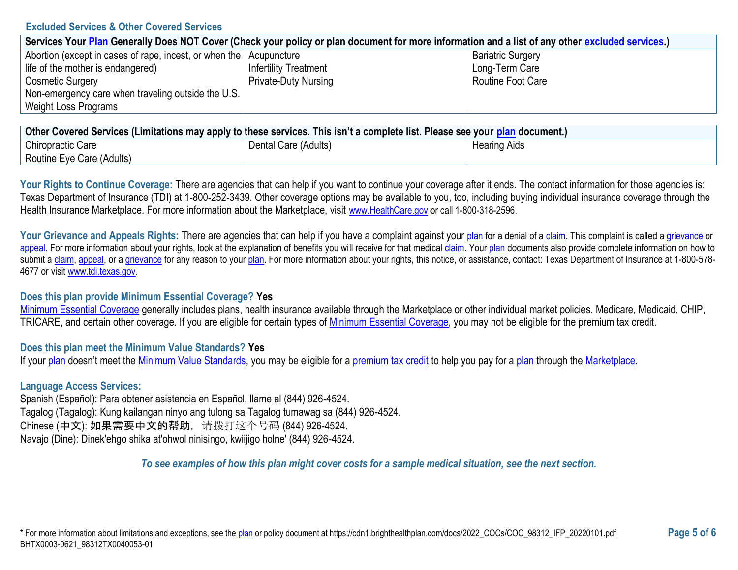### Excluded Services & Other Covered Services

| Services Your Plan Generally Does NOT Cover (Check your policy or plan document for more information and a list of any other excluded services.) | | |
|---|---|---|
| Abortion (except in cases of rape, incest, or when the life of the mother is endangered)<br>Cosmetic Surgery<br>Non-emergency care when traveling outside the U.S.<br>Weight Loss Programs | Acupuncture<br>Infertility Treatment<br>Private-Duty Nursing | Bariatric Surgery<br>Long-Term Care<br>Routine Foot Care |

| Other Covered Services (Limitations may apply to these services. This isn't a complete list. Please see your plan document.) | | |
|---|---|---|
| Chiropractic Care<br>Routine Eye Care (Adults) | Dental Care (Adults) | Hearing Aids |

**Your Rights to Continue Coverage:** There are agencies that can help if you want to continue your coverage after it ends. The contact information for those agencies is: Texas Department of Insurance (TDI) at 1-800-252-3439. Other coverage options may be available to you, too, including buying individual insurance coverage through the Health Insurance Marketplace. For more information about the Marketplace, visit www.HealthCare.gov or call 1-800-318-2596.

**Your Grievance and Appeals Rights:** There are agencies that can help if you have a complaint against your plan for a denial of a claim. This complaint is called a grievance or appeal. For more information about your rights, look at the explanation of benefits you will receive for that medical claim. Your plan documents also provide complete information on how to submit a claim, appeal, or a grievance for any reason to your plan. For more information about your rights, this notice, or assistance, contact: Texas Department of Insurance at 1-800-578-4677 or visit www.tdi.texas.gov.

**Does this plan provide Minimum Essential Coverage? Yes**

Minimum Essential Coverage generally includes plans, health insurance available through the Marketplace or other individual market policies, Medicare, Medicaid, CHIP, TRICARE, and certain other coverage. If you are eligible for certain types of Minimum Essential Coverage, you may not be eligible for the premium tax credit.

**Does this plan meet the Minimum Value Standards? Yes**

If your plan doesn't meet the Minimum Value Standards, you may be eligible for a premium tax credit to help you pay for a plan through the Marketplace.

**Language Access Services:**

Spanish (Español): Para obtener asistencia en Español, llame al (844) 926-4524.
Tagalog (Tagalog): Kung kailangan ninyo ang tulong sa Tagalog tumawag sa (844) 926-4524.
Chinese (中文): 如果需要中文的帮助，请拨打这个号码 (844) 926-4524.
Navajo (Dine): Dinek'ehgo shika at'ohwol ninisingo, kwiijigo holne' (844) 926-4524.

***To see examples of how this plan might cover costs for a sample medical situation, see the next section.***

* For more information about limitations and exceptions, see the plan or policy document at https://cdn1.brighthealthplan.com/docs/2022_COCs/COC_98312_IFP_20220101.pdf
BHTX0003-0621_98312TX0040053-01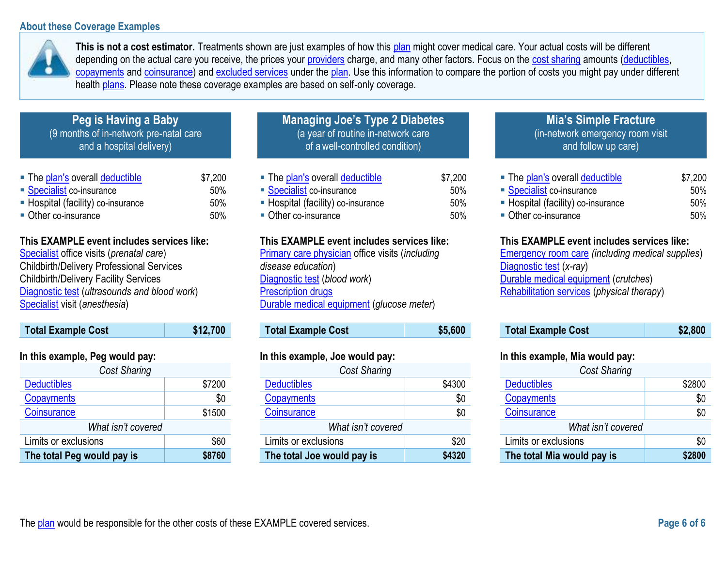## About these Coverage Examples

**This is not a cost estimator.** Treatments shown are just examples of how this plan might cover medical care. Your actual costs will be different depending on the actual care you receive, the prices your providers charge, and many other factors. Focus on the cost sharing amounts (deductibles, copayments and coinsurance) and excluded services under the plan. Use this information to compare the portion of costs you might pay under different health plans. Please note these coverage examples are based on self-only coverage.

### Peg is Having a Baby
(9 months of in-network pre-natal care and a hospital delivery)

- The plan's overall deductible — $7,200
- Specialist co-insurance — 50%
- Hospital (facility) co-insurance — 50%
- Other co-insurance — 50%

**This EXAMPLE event includes services like:**
Specialist office visits (*prenatal care*)
Childbirth/Delivery Professional Services
Childbirth/Delivery Facility Services
Diagnostic test (*ultrasounds and blood work*)
Specialist visit (*anesthesia*)

| **Total Example Cost** | **$12,700** |
|---|---|

**In this example, Peg would pay:**

| *Cost Sharing* | |
|---|---|
| Deductibles | $7200 |
| Copayments | $0 |
| Coinsurance | $1500 |
| *What isn't covered* | |
| Limits or exclusions | $60 |
| **The total Peg would pay is** | **$8760** |

### Managing Joe's Type 2 Diabetes
(a year of routine in-network care of a well-controlled condition)

- The plan's overall deductible — $7,200
- Specialist co-insurance — 50%
- Hospital (facility) co-insurance — 50%
- Other co-insurance — 50%

**This EXAMPLE event includes services like:**
Primary care physician office visits (*including disease education*)
Diagnostic test (*blood work*)
Prescription drugs
Durable medical equipment (*glucose meter*)

| **Total Example Cost** | **$5,600** |
|---|---|

**In this example, Joe would pay:**

| *Cost Sharing* | |
|---|---|
| Deductibles | $4300 |
| Copayments | $0 |
| Coinsurance | $0 |
| *What isn't covered* | |
| Limits or exclusions | $20 |
| **The total Joe would pay is** | **$4320** |

### Mia's Simple Fracture
(in-network emergency room visit and follow up care)

- The plan's overall deductible — $7,200
- Specialist co-insurance — 50%
- Hospital (facility) co-insurance — 50%
- Other co-insurance — 50%

**This EXAMPLE event includes services like:**
Emergency room care *(including medical supplies)*
Diagnostic test (*x-ray*)
Durable medical equipment (*crutches*)
Rehabilitation services (*physical therapy*)

| **Total Example Cost** | **$2,800** |
|---|---|

**In this example, Mia would pay:**

| *Cost Sharing* | |
|---|---|
| Deductibles | $2800 |
| Copayments | $0 |
| Coinsurance | $0 |
| *What isn't covered* | |
| Limits or exclusions | $0 |
| **The total Mia would pay is** | **$2800** |

The plan would be responsible for the other costs of these EXAMPLE covered services.